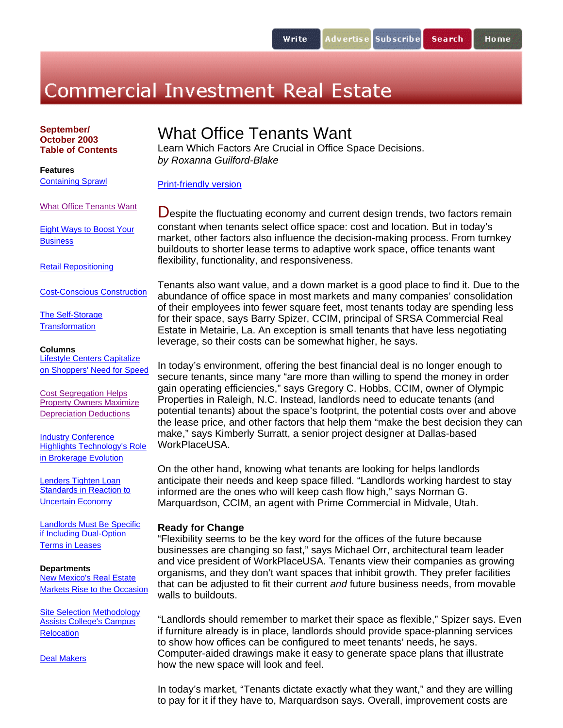Write | Advertise | Subscribe | Search | Home

# Commercial Investment Real Estate

**September/ October 2003 Table of Contents**

**Features**

Containing Sprawl

What Office Tenants Want

Eight Ways to Boost Your Business

Retail Repositioning

Cost-Conscious Construction

The Self-Storage Transformation

**Columns**

Lifestyle Centers Capitalize on Shoppers' Need for Speed

Cost Segregation Helps Property Owners Maximize Depreciation Deductions

Industry Conference Highlights Technology's Role in Brokerage Evolution

Lenders Tighten Loan Standards in Reaction to Uncertain Economy

Landlords Must Be Specific if Including Dual-Option Terms in Leases

**Departments**

New Mexico's Real Estate Markets Rise to the Occasion

Site Selection Methodology Assists College's Campus Relocation

Deal Makers

## What Office Tenants Want

Learn Which Factors Are Crucial in Office Space Decisions.
*by Roxanna Guilford-Blake*

Print-friendly version

Despite the fluctuating economy and current design trends, two factors remain constant when tenants select office space: cost and location. But in today's market, other factors also influence the decision-making process. From turnkey buildouts to shorter lease terms to adaptive work space, office tenants want flexibility, functionality, and responsiveness.

Tenants also want value, and a down market is a good place to find it. Due to the abundance of office space in most markets and many companies' consolidation of their employees into fewer square feet, most tenants today are spending less for their space, says Barry Spizer, CCIM, principal of SRSA Commercial Real Estate in Metairie, La. An exception is small tenants that have less negotiating leverage, so their costs can be somewhat higher, he says.

In today's environment, offering the best financial deal is no longer enough to secure tenants, since many "are more than willing to spend the money in order gain operating efficiencies," says Gregory C. Hobbs, CCIM, owner of Olympic Properties in Raleigh, N.C. Instead, landlords need to educate tenants (and potential tenants) about the space's footprint, the potential costs over and above the lease price, and other factors that help them "make the best decision they can make," says Kimberly Surratt, a senior project designer at Dallas-based WorkPlaceUSA.

On the other hand, knowing what tenants are looking for helps landlords anticipate their needs and keep space filled. "Landlords working hardest to stay informed are the ones who will keep cash flow high," says Norman G. Marquardson, CCIM, an agent with Prime Commercial in Midvale, Utah.

### Ready for Change

"Flexibility seems to be the key word for the offices of the future because businesses are changing so fast," says Michael Orr, architectural team leader and vice president of WorkPlaceUSA. Tenants view their companies as growing organisms, and they don't want spaces that inhibit growth. They prefer facilities that can be adjusted to fit their current *and* future business needs, from movable walls to buildouts.

"Landlords should remember to market their space as flexible," Spizer says. Even if furniture already is in place, landlords should provide space-planning services to show how offices can be configured to meet tenants' needs, he says. Computer-aided drawings make it easy to generate space plans that illustrate how the new space will look and feel.

In today's market, "Tenants dictate exactly what they want," and they are willing to pay for it if they have to, Marquardson says. Overall, improvement costs are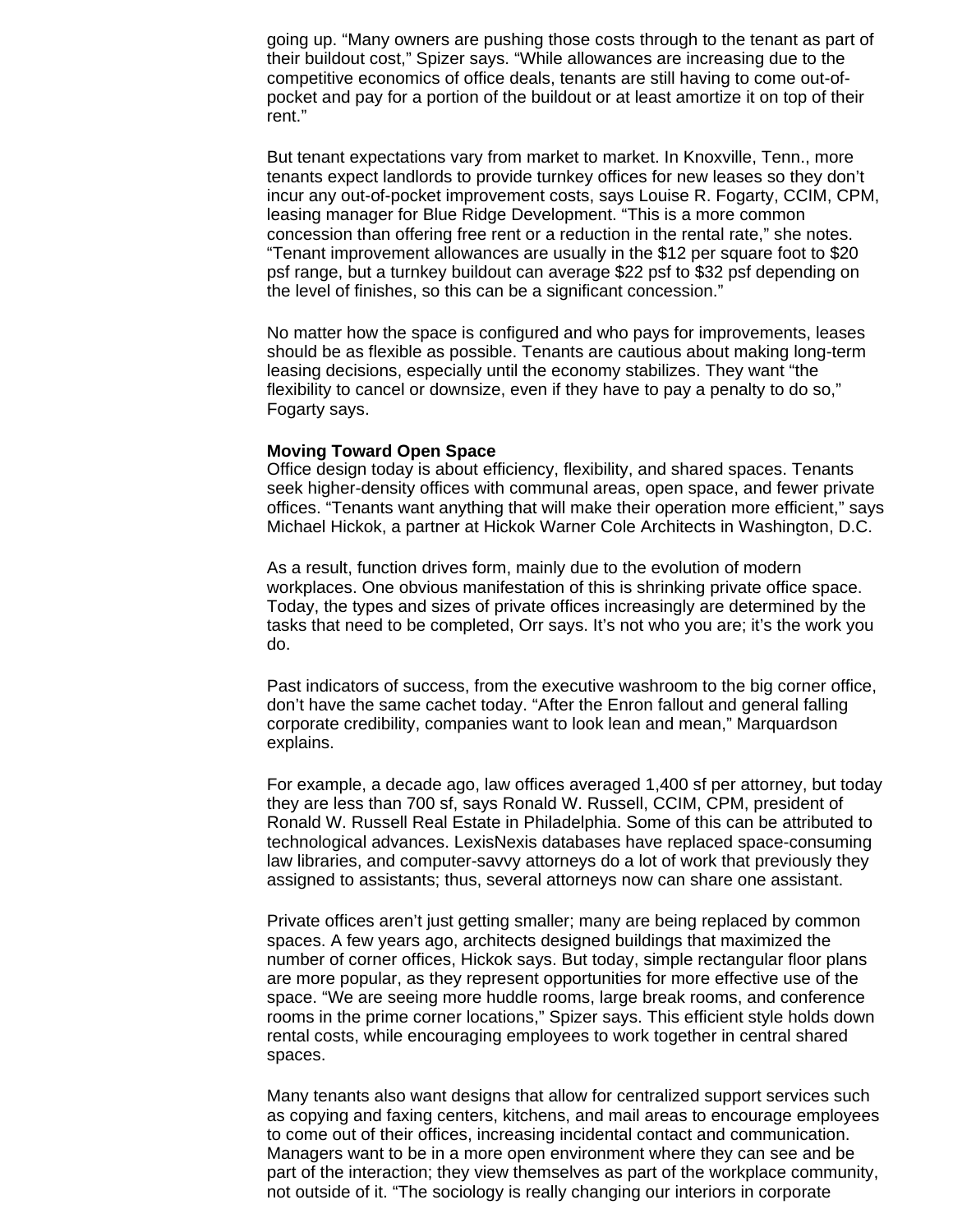going up. "Many owners are pushing those costs through to the tenant as part of their buildout cost," Spizer says. "While allowances are increasing due to the competitive economics of office deals, tenants are still having to come out-of-pocket and pay for a portion of the buildout or at least amortize it on top of their rent."

But tenant expectations vary from market to market. In Knoxville, Tenn., more tenants expect landlords to provide turnkey offices for new leases so they don't incur any out-of-pocket improvement costs, says Louise R. Fogarty, CCIM, CPM, leasing manager for Blue Ridge Development. "This is a more common concession than offering free rent or a reduction in the rental rate," she notes. "Tenant improvement allowances are usually in the $12 per square foot to $20 psf range, but a turnkey buildout can average $22 psf to $32 psf depending on the level of finishes, so this can be a significant concession."

No matter how the space is configured and who pays for improvements, leases should be as flexible as possible. Tenants are cautious about making long-term leasing decisions, especially until the economy stabilizes. They want "the flexibility to cancel or downsize, even if they have to pay a penalty to do so," Fogarty says.

**Moving Toward Open Space**

Office design today is about efficiency, flexibility, and shared spaces. Tenants seek higher-density offices with communal areas, open space, and fewer private offices. "Tenants want anything that will make their operation more efficient," says Michael Hickok, a partner at Hickok Warner Cole Architects in Washington, D.C.

As a result, function drives form, mainly due to the evolution of modern workplaces. One obvious manifestation of this is shrinking private office space. Today, the types and sizes of private offices increasingly are determined by the tasks that need to be completed, Orr says. It's not who you are; it's the work you do.

Past indicators of success, from the executive washroom to the big corner office, don't have the same cachet today. "After the Enron fallout and general falling corporate credibility, companies want to look lean and mean," Marquardson explains.

For example, a decade ago, law offices averaged 1,400 sf per attorney, but today they are less than 700 sf, says Ronald W. Russell, CCIM, CPM, president of Ronald W. Russell Real Estate in Philadelphia. Some of this can be attributed to technological advances. LexisNexis databases have replaced space-consuming law libraries, and computer-savvy attorneys do a lot of work that previously they assigned to assistants; thus, several attorneys now can share one assistant.

Private offices aren't just getting smaller; many are being replaced by common spaces. A few years ago, architects designed buildings that maximized the number of corner offices, Hickok says. But today, simple rectangular floor plans are more popular, as they represent opportunities for more effective use of the space. "We are seeing more huddle rooms, large break rooms, and conference rooms in the prime corner locations," Spizer says. This efficient style holds down rental costs, while encouraging employees to work together in central shared spaces.

Many tenants also want designs that allow for centralized support services such as copying and faxing centers, kitchens, and mail areas to encourage employees to come out of their offices, increasing incidental contact and communication. Managers want to be in a more open environment where they can see and be part of the interaction; they view themselves as part of the workplace community, not outside of it. "The sociology is really changing our interiors in corporate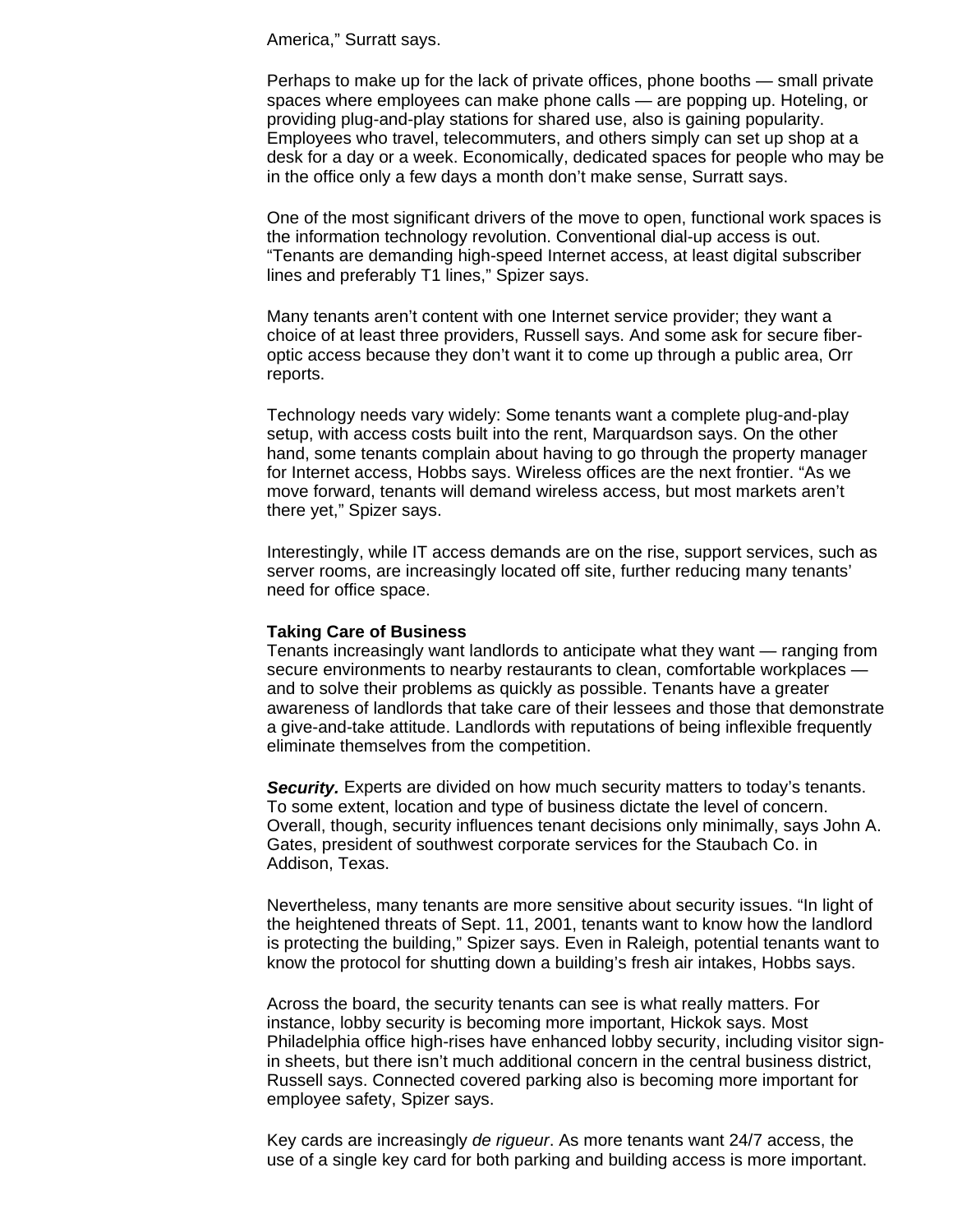America," Surratt says.

Perhaps to make up for the lack of private offices, phone booths — small private spaces where employees can make phone calls — are popping up. Hoteling, or providing plug-and-play stations for shared use, also is gaining popularity. Employees who travel, telecommuters, and others simply can set up shop at a desk for a day or a week. Economically, dedicated spaces for people who may be in the office only a few days a month don't make sense, Surratt says.

One of the most significant drivers of the move to open, functional work spaces is the information technology revolution. Conventional dial-up access is out. "Tenants are demanding high-speed Internet access, at least digital subscriber lines and preferably T1 lines," Spizer says.

Many tenants aren't content with one Internet service provider; they want a choice of at least three providers, Russell says. And some ask for secure fiber-optic access because they don't want it to come up through a public area, Orr reports.

Technology needs vary widely: Some tenants want a complete plug-and-play setup, with access costs built into the rent, Marquardson says. On the other hand, some tenants complain about having to go through the property manager for Internet access, Hobbs says. Wireless offices are the next frontier. "As we move forward, tenants will demand wireless access, but most markets aren't there yet," Spizer says.

Interestingly, while IT access demands are on the rise, support services, such as server rooms, are increasingly located off site, further reducing many tenants' need for office space.

**Taking Care of Business**

Tenants increasingly want landlords to anticipate what they want — ranging from secure environments to nearby restaurants to clean, comfortable workplaces — and to solve their problems as quickly as possible. Tenants have a greater awareness of landlords that take care of their lessees and those that demonstrate a give-and-take attitude. Landlords with reputations of being inflexible frequently eliminate themselves from the competition.

***Security.*** Experts are divided on how much security matters to today's tenants. To some extent, location and type of business dictate the level of concern. Overall, though, security influences tenant decisions only minimally, says John A. Gates, president of southwest corporate services for the Staubach Co. in Addison, Texas.

Nevertheless, many tenants are more sensitive about security issues. "In light of the heightened threats of Sept. 11, 2001, tenants want to know how the landlord is protecting the building," Spizer says. Even in Raleigh, potential tenants want to know the protocol for shutting down a building's fresh air intakes, Hobbs says.

Across the board, the security tenants can see is what really matters. For instance, lobby security is becoming more important, Hickok says. Most Philadelphia office high-rises have enhanced lobby security, including visitor sign-in sheets, but there isn't much additional concern in the central business district, Russell says. Connected covered parking also is becoming more important for employee safety, Spizer says.

Key cards are increasingly *de rigueur*. As more tenants want 24/7 access, the use of a single key card for both parking and building access is more important.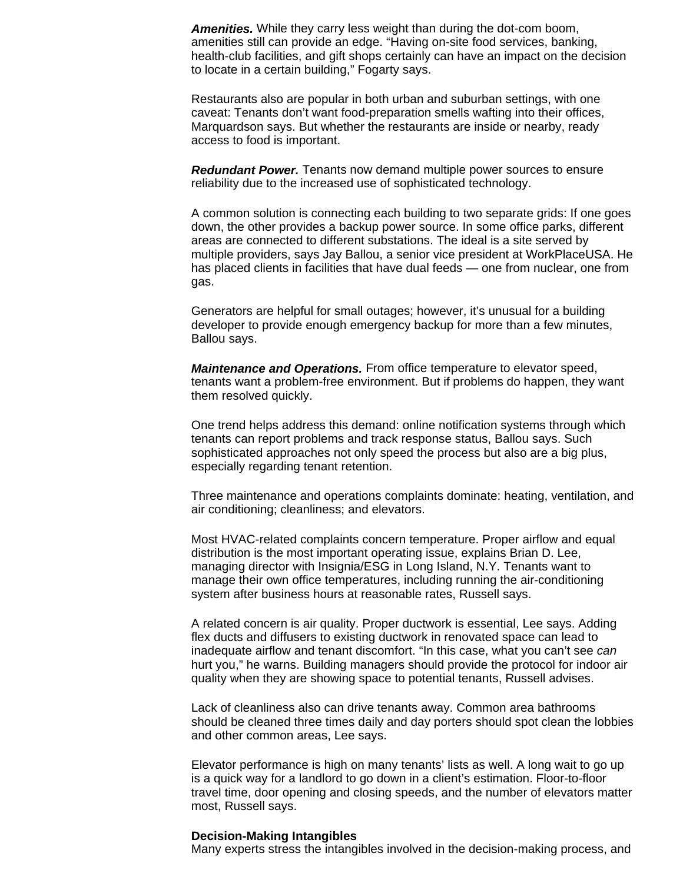***Amenities.*** While they carry less weight than during the dot-com boom, amenities still can provide an edge. “Having on-site food services, banking, health-club facilities, and gift shops certainly can have an impact on the decision to locate in a certain building,” Fogarty says.

Restaurants also are popular in both urban and suburban settings, with one caveat: Tenants don’t want food-preparation smells wafting into their offices, Marquardson says. But whether the restaurants are inside or nearby, ready access to food is important.

***Redundant Power.*** Tenants now demand multiple power sources to ensure reliability due to the increased use of sophisticated technology.

A common solution is connecting each building to two separate grids: If one goes down, the other provides a backup power source. In some office parks, different areas are connected to different substations. The ideal is a site served by multiple providers, says Jay Ballou, a senior vice president at WorkPlaceUSA. He has placed clients in facilities that have dual feeds — one from nuclear, one from gas.

Generators are helpful for small outages; however, it’s unusual for a building developer to provide enough emergency backup for more than a few minutes, Ballou says.

***Maintenance and Operations.*** From office temperature to elevator speed, tenants want a problem-free environment. But if problems do happen, they want them resolved quickly.

One trend helps address this demand: online notification systems through which tenants can report problems and track response status, Ballou says. Such sophisticated approaches not only speed the process but also are a big plus, especially regarding tenant retention.

Three maintenance and operations complaints dominate: heating, ventilation, and air conditioning; cleanliness; and elevators.

Most HVAC-related complaints concern temperature. Proper airflow and equal distribution is the most important operating issue, explains Brian D. Lee, managing director with Insignia/ESG in Long Island, N.Y. Tenants want to manage their own office temperatures, including running the air-conditioning system after business hours at reasonable rates, Russell says.

A related concern is air quality. Proper ductwork is essential, Lee says. Adding flex ducts and diffusers to existing ductwork in renovated space can lead to inadequate airflow and tenant discomfort. “In this case, what you can’t see *can* hurt you,” he warns. Building managers should provide the protocol for indoor air quality when they are showing space to potential tenants, Russell advises.

Lack of cleanliness also can drive tenants away. Common area bathrooms should be cleaned three times daily and day porters should spot clean the lobbies and other common areas, Lee says.

Elevator performance is high on many tenants’ lists as well. A long wait to go up is a quick way for a landlord to go down in a client’s estimation. Floor-to-floor travel time, door opening and closing speeds, and the number of elevators matter most, Russell says.

**Decision-Making Intangibles**

Many experts stress the intangibles involved in the decision-making process, and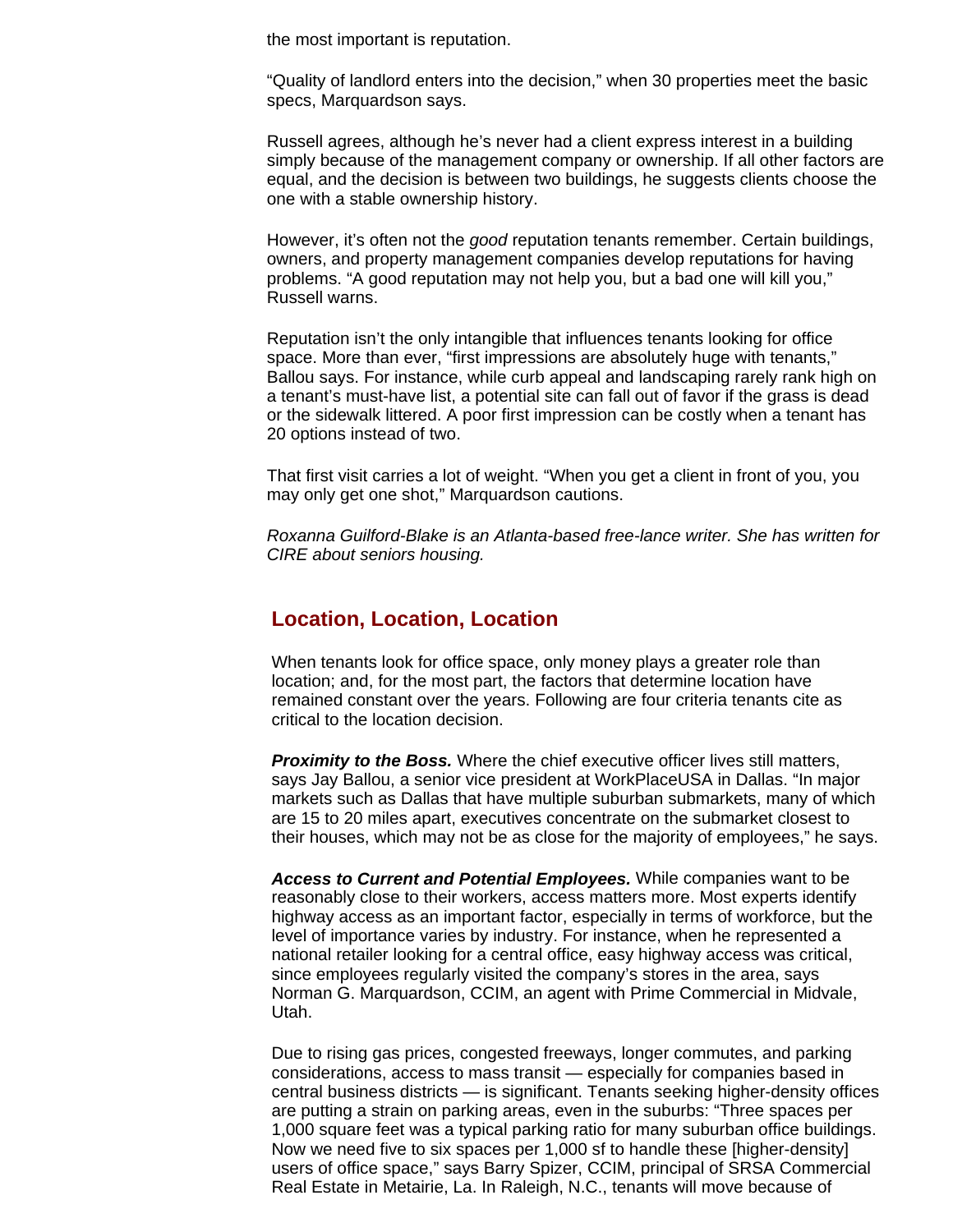the most important is reputation.

“Quality of landlord enters into the decision,” when 30 properties meet the basic specs, Marquardson says.

Russell agrees, although he’s never had a client express interest in a building simply because of the management company or ownership. If all other factors are equal, and the decision is between two buildings, he suggests clients choose the one with a stable ownership history.

However, it’s often not the *good* reputation tenants remember. Certain buildings, owners, and property management companies develop reputations for having problems. “A good reputation may not help you, but a bad one will kill you,” Russell warns.

Reputation isn’t the only intangible that influences tenants looking for office space. More than ever, “first impressions are absolutely huge with tenants,” Ballou says. For instance, while curb appeal and landscaping rarely rank high on a tenant’s must-have list, a potential site can fall out of favor if the grass is dead or the sidewalk littered. A poor first impression can be costly when a tenant has 20 options instead of two.

That first visit carries a lot of weight. “When you get a client in front of you, you may only get one shot,” Marquardson cautions.

*Roxanna Guilford-Blake is an Atlanta-based free-lance writer. She has written for CIRE about seniors housing.*

## Location, Location, Location

When tenants look for office space, only money plays a greater role than location; and, for the most part, the factors that determine location have remained constant over the years. Following are four criteria tenants cite as critical to the location decision.

***Proximity to the Boss.*** Where the chief executive officer lives still matters, says Jay Ballou, a senior vice president at WorkPlaceUSA in Dallas. “In major markets such as Dallas that have multiple suburban submarkets, many of which are 15 to 20 miles apart, executives concentrate on the submarket closest to their houses, which may not be as close for the majority of employees,” he says.

***Access to Current and Potential Employees.*** While companies want to be reasonably close to their workers, access matters more. Most experts identify highway access as an important factor, especially in terms of workforce, but the level of importance varies by industry. For instance, when he represented a national retailer looking for a central office, easy highway access was critical, since employees regularly visited the company’s stores in the area, says Norman G. Marquardson, CCIM, an agent with Prime Commercial in Midvale, Utah.

Due to rising gas prices, congested freeways, longer commutes, and parking considerations, access to mass transit — especially for companies based in central business districts — is significant. Tenants seeking higher-density offices are putting a strain on parking areas, even in the suburbs: “Three spaces per 1,000 square feet was a typical parking ratio for many suburban office buildings. Now we need five to six spaces per 1,000 sf to handle these [higher-density] users of office space,” says Barry Spizer, CCIM, principal of SRSA Commercial Real Estate in Metairie, La. In Raleigh, N.C., tenants will move because of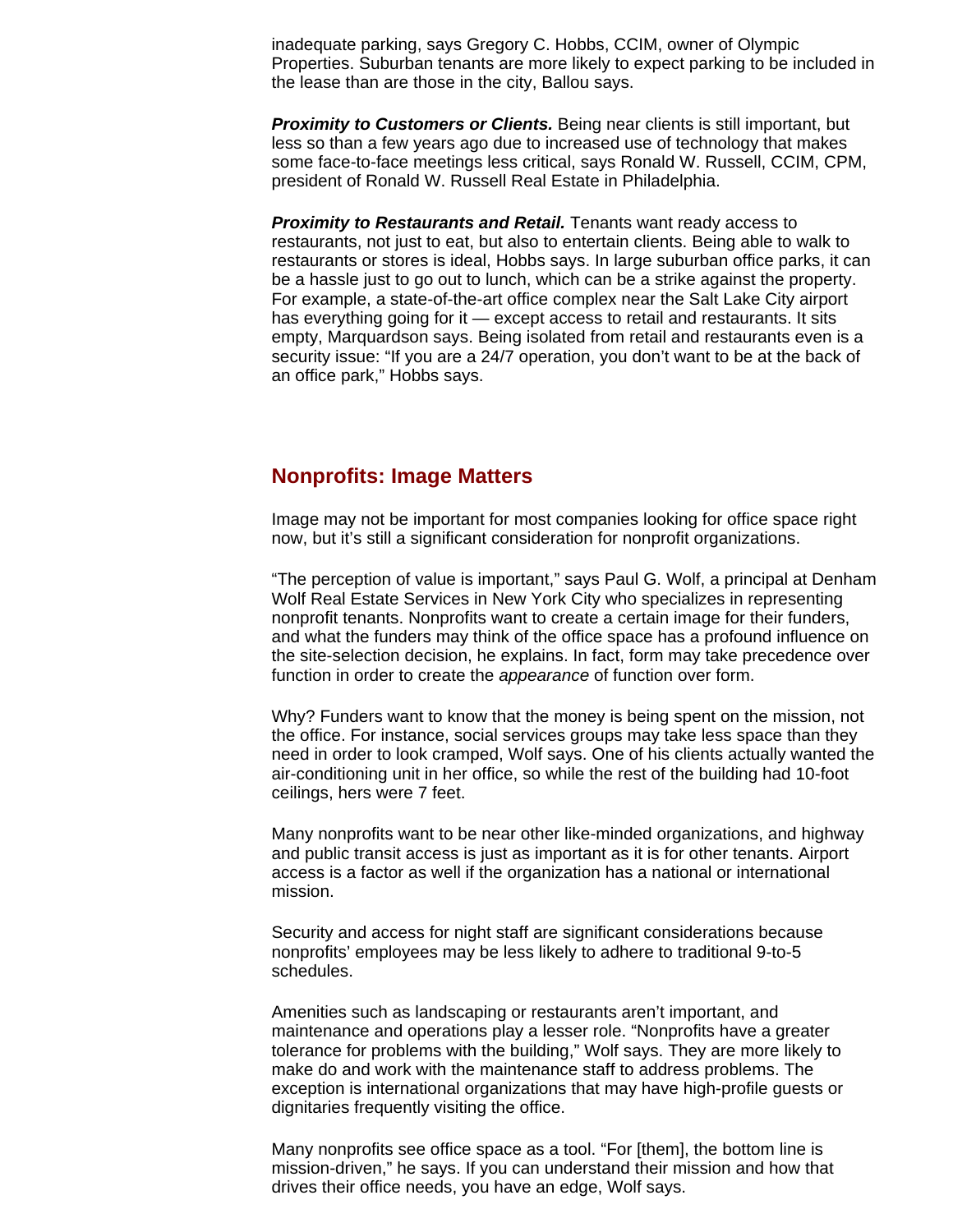inadequate parking, says Gregory C. Hobbs, CCIM, owner of Olympic Properties. Suburban tenants are more likely to expect parking to be included in the lease than are those in the city, Ballou says.

***Proximity to Customers or Clients.*** Being near clients is still important, but less so than a few years ago due to increased use of technology that makes some face-to-face meetings less critical, says Ronald W. Russell, CCIM, CPM, president of Ronald W. Russell Real Estate in Philadelphia.

***Proximity to Restaurants and Retail.*** Tenants want ready access to restaurants, not just to eat, but also to entertain clients. Being able to walk to restaurants or stores is ideal, Hobbs says. In large suburban office parks, it can be a hassle just to go out to lunch, which can be a strike against the property. For example, a state-of-the-art office complex near the Salt Lake City airport has everything going for it — except access to retail and restaurants. It sits empty, Marquardson says. Being isolated from retail and restaurants even is a security issue: "If you are a 24/7 operation, you don't want to be at the back of an office park," Hobbs says.

## Nonprofits: Image Matters

Image may not be important for most companies looking for office space right now, but it's still a significant consideration for nonprofit organizations.

"The perception of value is important," says Paul G. Wolf, a principal at Denham Wolf Real Estate Services in New York City who specializes in representing nonprofit tenants. Nonprofits want to create a certain image for their funders, and what the funders may think of the office space has a profound influence on the site-selection decision, he explains. In fact, form may take precedence over function in order to create the *appearance* of function over form.

Why? Funders want to know that the money is being spent on the mission, not the office. For instance, social services groups may take less space than they need in order to look cramped, Wolf says. One of his clients actually wanted the air-conditioning unit in her office, so while the rest of the building had 10-foot ceilings, hers were 7 feet.

Many nonprofits want to be near other like-minded organizations, and highway and public transit access is just as important as it is for other tenants. Airport access is a factor as well if the organization has a national or international mission.

Security and access for night staff are significant considerations because nonprofits' employees may be less likely to adhere to traditional 9-to-5 schedules.

Amenities such as landscaping or restaurants aren't important, and maintenance and operations play a lesser role. "Nonprofits have a greater tolerance for problems with the building," Wolf says. They are more likely to make do and work with the maintenance staff to address problems. The exception is international organizations that may have high-profile guests or dignitaries frequently visiting the office.

Many nonprofits see office space as a tool. "For [them], the bottom line is mission-driven," he says. If you can understand their mission and how that drives their office needs, you have an edge, Wolf says.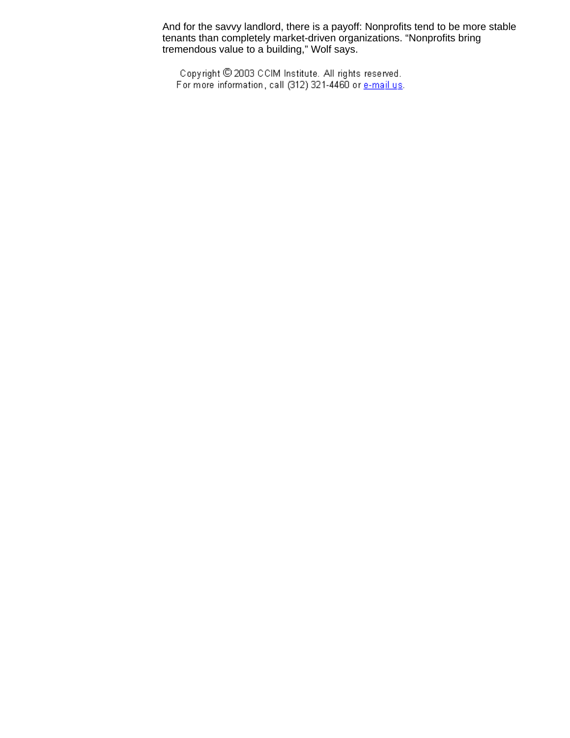And for the savvy landlord, there is a payoff: Nonprofits tend to be more stable tenants than completely market-driven organizations. “Nonprofits bring tremendous value to a building,” Wolf says.

Copyright © 2003 CCIM Institute. All rights reserved.
For more information, call (312) 321-4460 or e-mail us.